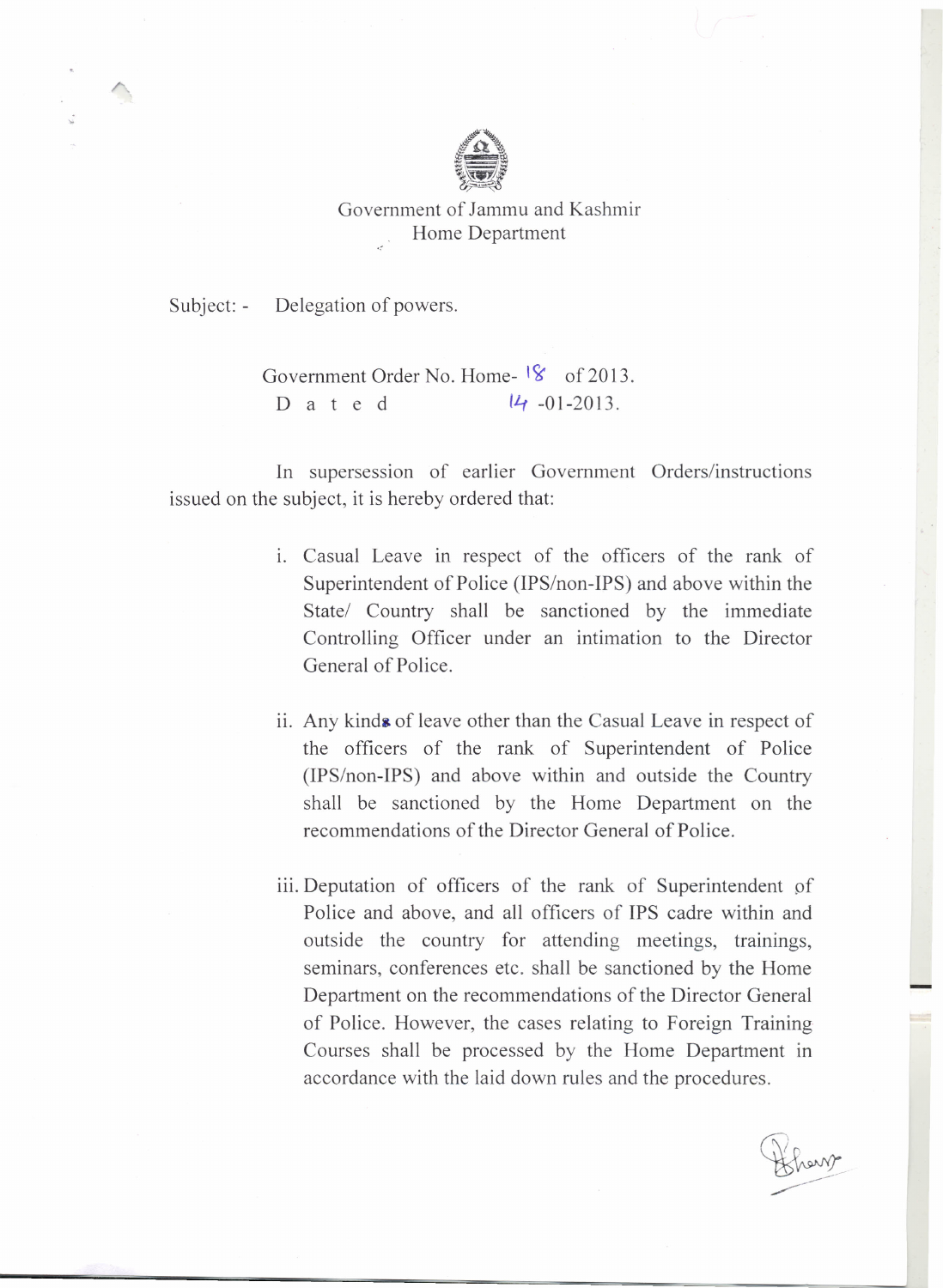Government of Jammu and Kashmir
Home Department

Subject: - Delegation of powers.

Government Order No. Home- 18 of 2013.
Dated 14 -01-2013.

In supersession of earlier Government Orders/instructions issued on the subject, it is hereby ordered that:

i. Casual Leave in respect of the officers of the rank of Superintendent of Police (IPS/non-IPS) and above within the State/ Country shall be sanctioned by the immediate Controlling Officer under an intimation to the Director General of Police.

ii. Any kinds of leave other than the Casual Leave in respect of the officers of the rank of Superintendent of Police (IPS/non-IPS) and above within and outside the Country shall be sanctioned by the Home Department on the recommendations of the Director General of Police.

iii. Deputation of officers of the rank of Superintendent of Police and above, and all officers of IPS cadre within and outside the country for attending meetings, trainings, seminars, conferences etc. shall be sanctioned by the Home Department on the recommendations of the Director General of Police. However, the cases relating to Foreign Training Courses shall be processed by the Home Department in accordance with the laid down rules and the procedures.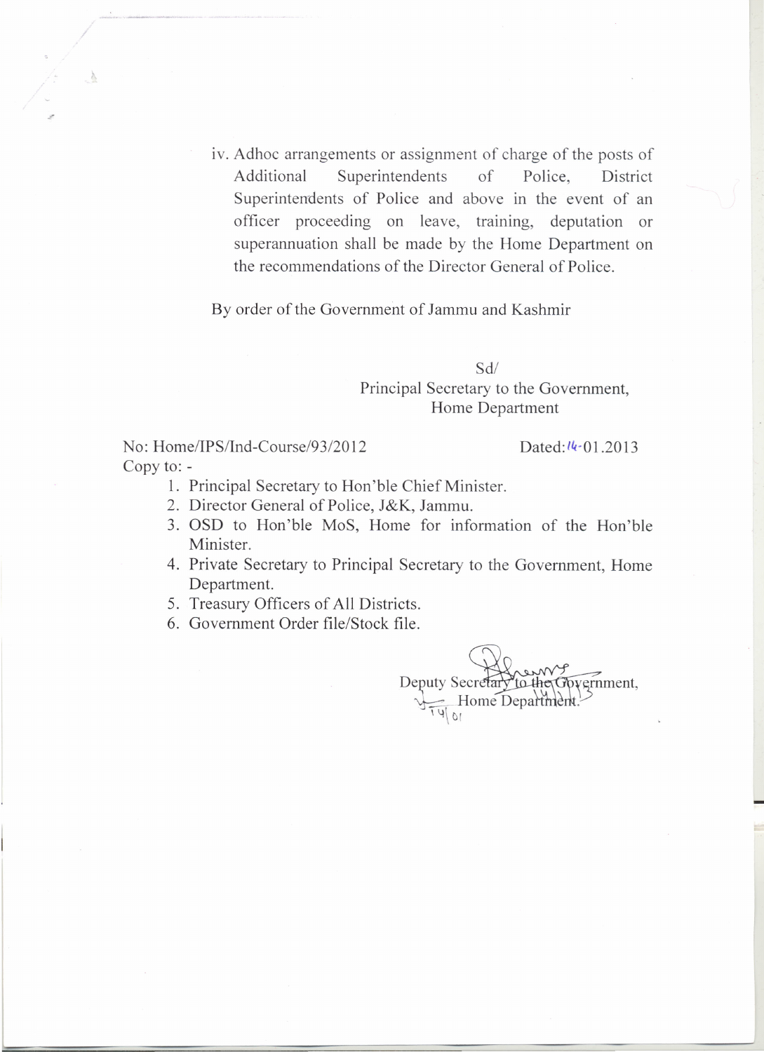iv. Adhoc arrangements or assignment of charge of the posts of Additional Superintendents of Police, District Superintendents of Police and above in the event of an officer proceeding on leave, training, deputation or superannuation shall be made by the Home Department on the recommendations of the Director General of Police.

By order of the Government of Jammu and Kashmir

Sd/
Principal Secretary to the Government,
Home Department

No: Home/IPS/Ind-Course/93/2012 Dated: 14-01.2013

Copy to: -

1. Principal Secretary to Hon'ble Chief Minister.
2. Director General of Police, J&K, Jammu.
3. OSD to Hon'ble MoS, Home for information of the Hon'ble Minister.
4. Private Secretary to Principal Secretary to the Government, Home Department.
5. Treasury Officers of All Districts.
6. Government Order file/Stock file.

Deputy Secretary to the Government,
Home Department.